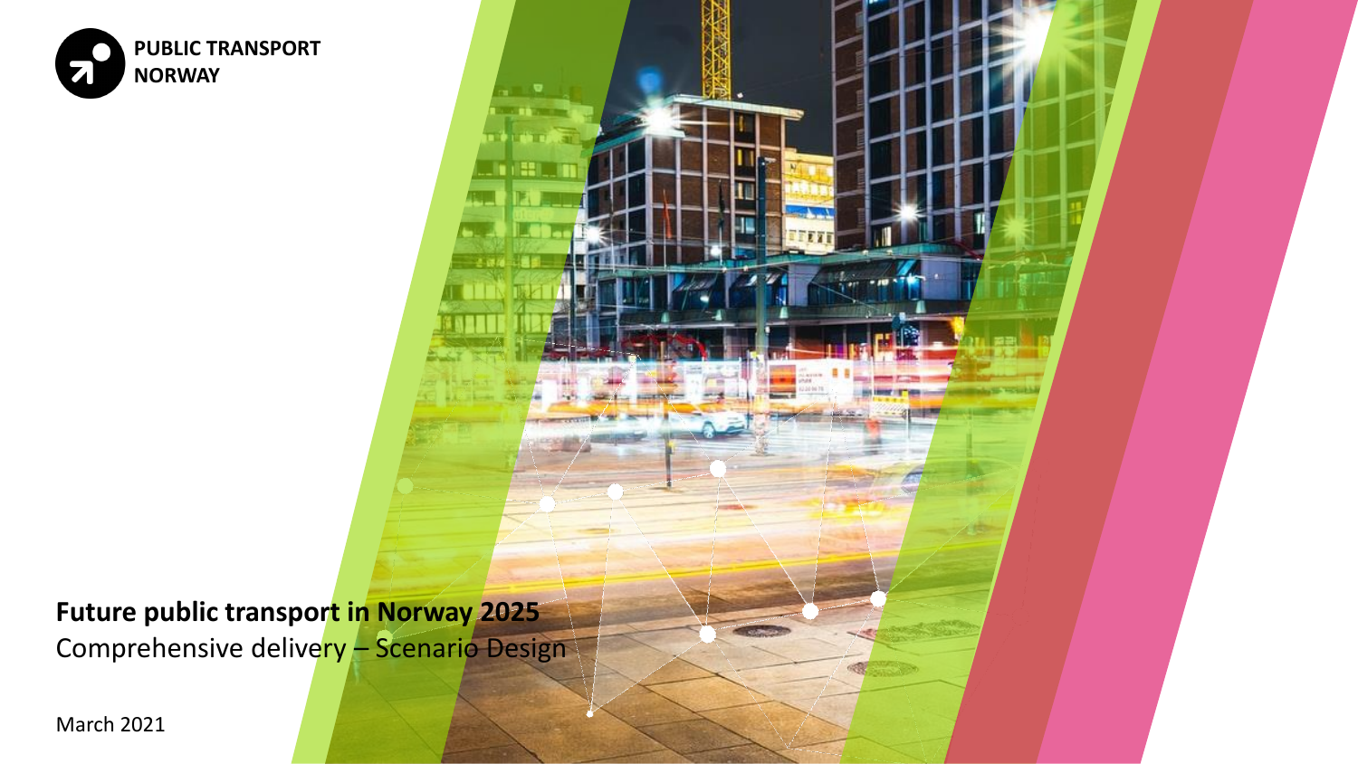PUBLIC TRANSPORT NORWAY

# Future public transport in Norway 2025

Comprehensive delivery – Scenario Design

March 2021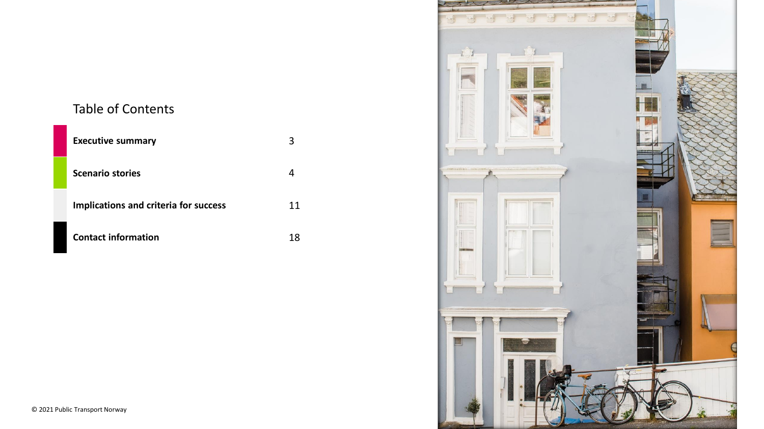## Table of Contents

| | |
|---|---|
| **Executive summary** | 3 |
| **Scenario stories** | 4 |
| **Implications and criteria for success** | 11 |
| **Contact information** | 18 |

© 2021 Public Transport Norway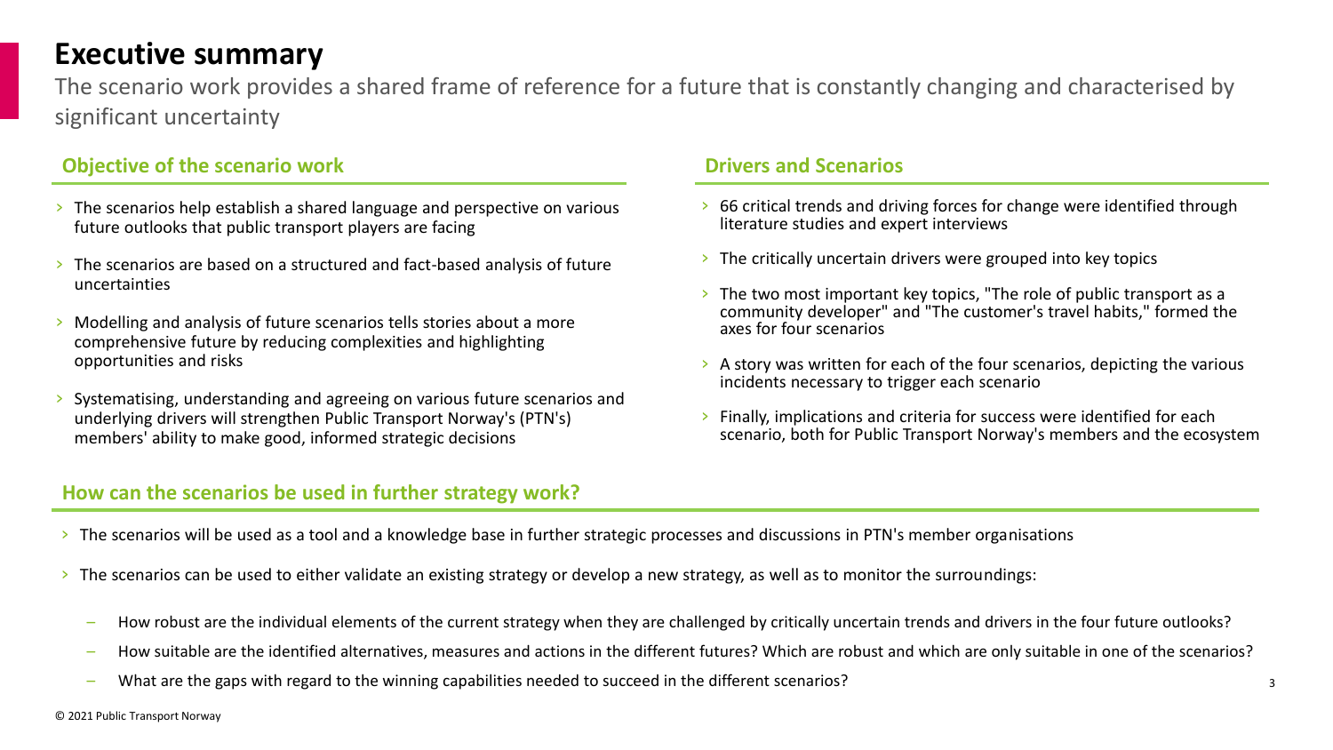# Executive summary

The scenario work provides a shared frame of reference for a future that is constantly changing and characterised by significant uncertainty

## Objective of the scenario work

- The scenarios help establish a shared language and perspective on various future outlooks that public transport players are facing
- The scenarios are based on a structured and fact-based analysis of future uncertainties
- Modelling and analysis of future scenarios tells stories about a more comprehensive future by reducing complexities and highlighting opportunities and risks
- Systematising, understanding and agreeing on various future scenarios and underlying drivers will strengthen Public Transport Norway's (PTN's) members' ability to make good, informed strategic decisions

## Drivers and Scenarios

- 66 critical trends and driving forces for change were identified through literature studies and expert interviews
- The critically uncertain drivers were grouped into key topics
- The two most important key topics, "The role of public transport as a community developer" and "The customer's travel habits," formed the axes for four scenarios
- A story was written for each of the four scenarios, depicting the various incidents necessary to trigger each scenario
- Finally, implications and criteria for success were identified for each scenario, both for Public Transport Norway's members and the ecosystem

## How can the scenarios be used in further strategy work?

- The scenarios will be used as a tool and a knowledge base in further strategic processes and discussions in PTN's member organisations
- The scenarios can be used to either validate an existing strategy or develop a new strategy, as well as to monitor the surroundings:
  - How robust are the individual elements of the current strategy when they are challenged by critically uncertain trends and drivers in the four future outlooks?
  - How suitable are the identified alternatives, measures and actions in the different futures? Which are robust and which are only suitable in one of the scenarios?
  - What are the gaps with regard to the winning capabilities needed to succeed in the different scenarios?

© 2021 Public Transport Norway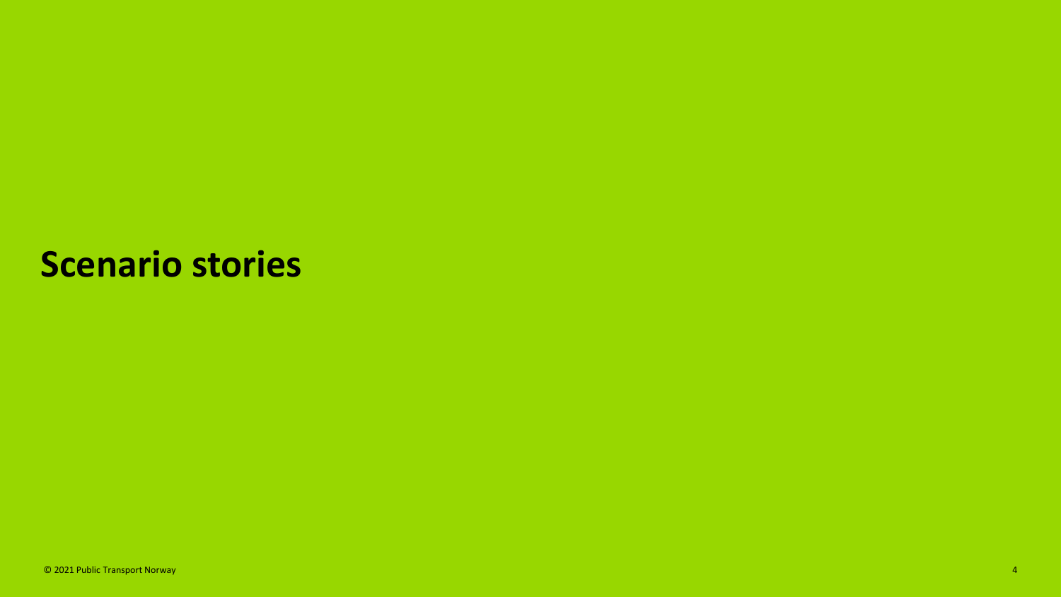# Scenario stories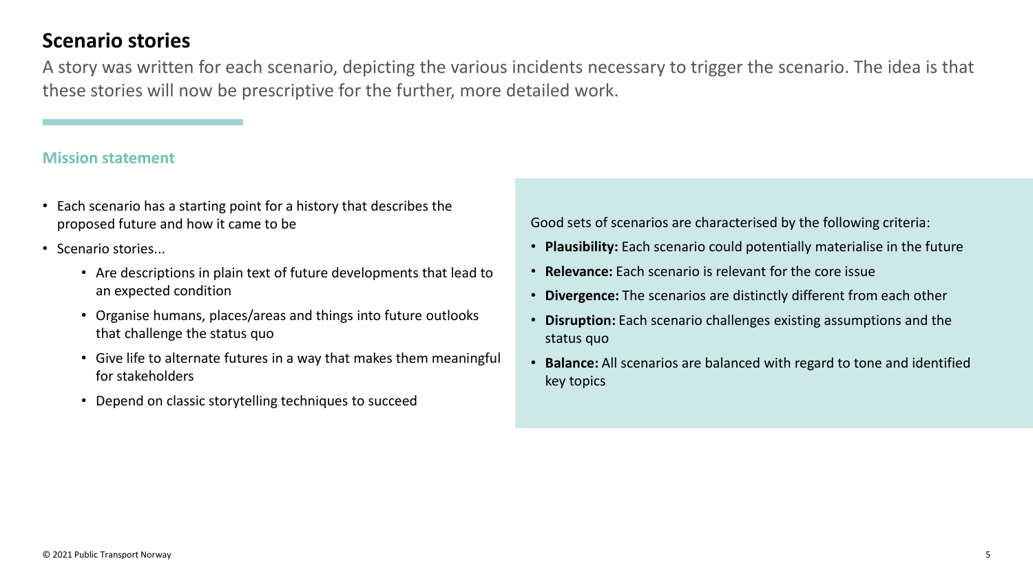# Scenario stories

A story was written for each scenario, depicting the various incidents necessary to trigger the scenario. The idea is that these stories will now be prescriptive for the further, more detailed work.

## Mission statement

- Each scenario has a starting point for a history that describes the proposed future and how it came to be
- Scenario stories...
  - Are descriptions in plain text of future developments that lead to an expected condition
  - Organise humans, places/areas and things into future outlooks that challenge the status quo
  - Give life to alternate futures in a way that makes them meaningful for stakeholders
  - Depend on classic storytelling techniques to succeed

Good sets of scenarios are characterised by the following criteria:

- **Plausibility:** Each scenario could potentially materialise in the future
- **Relevance:** Each scenario is relevant for the core issue
- **Divergence:** The scenarios are distinctly different from each other
- **Disruption:** Each scenario challenges existing assumptions and the status quo
- **Balance:** All scenarios are balanced with regard to tone and identified key topics

© 2021 Public Transport Norway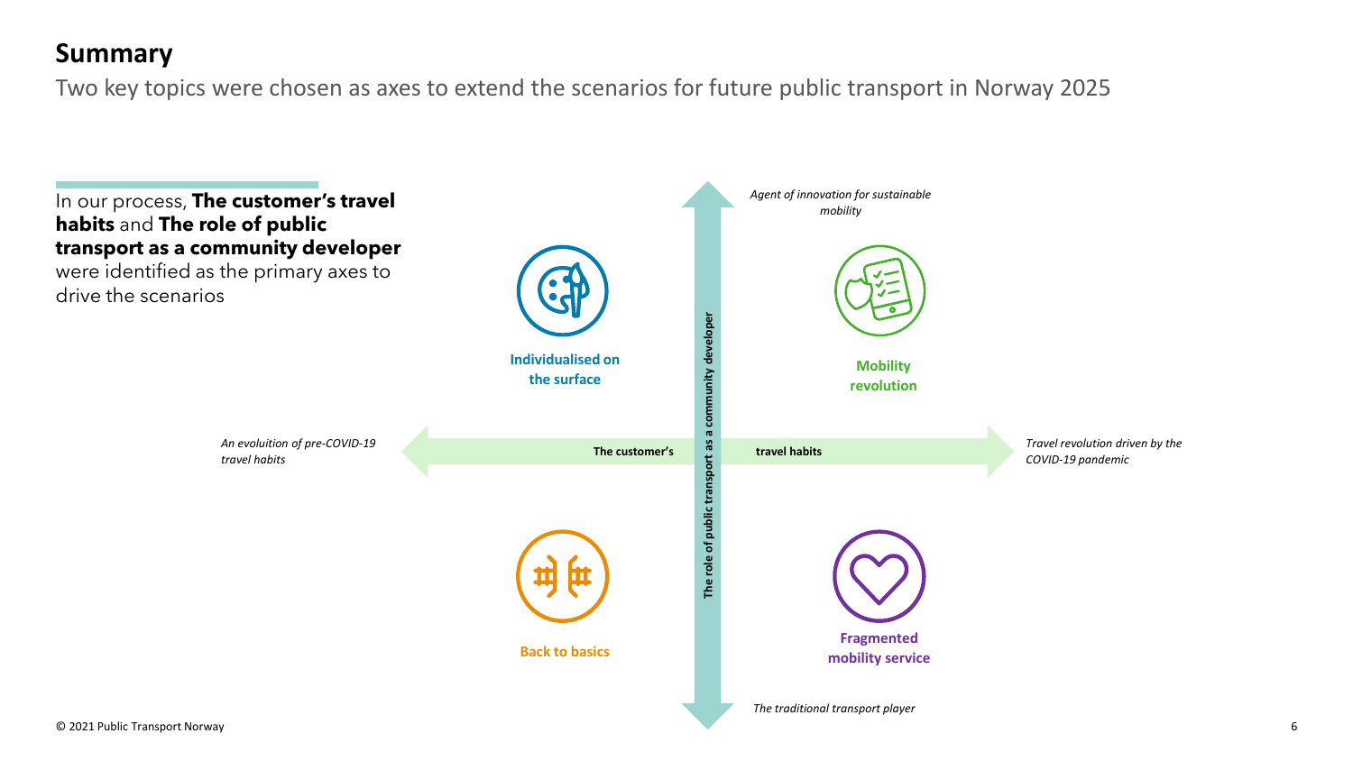# Summary

Two key topics were chosen as axes to extend the scenarios for future public transport in Norway 2025

In our process, **The customer's travel habits** and **The role of public transport as a community developer** were identified as the primary axes to drive the scenarios

*Agent of innovation for sustainable mobility*

**Individualised on the surface**

**Mobility revolution**

*An evoluition of pre-COVID-19 travel habits*

**The customer's travel habits**

*Travel revolution driven by the COVID-19 pandemic*

**The role of public transport as a community developer**

**Back to basics**

**Fragmented mobility service**

*The traditional transport player*

© 2021 Public Transport Norway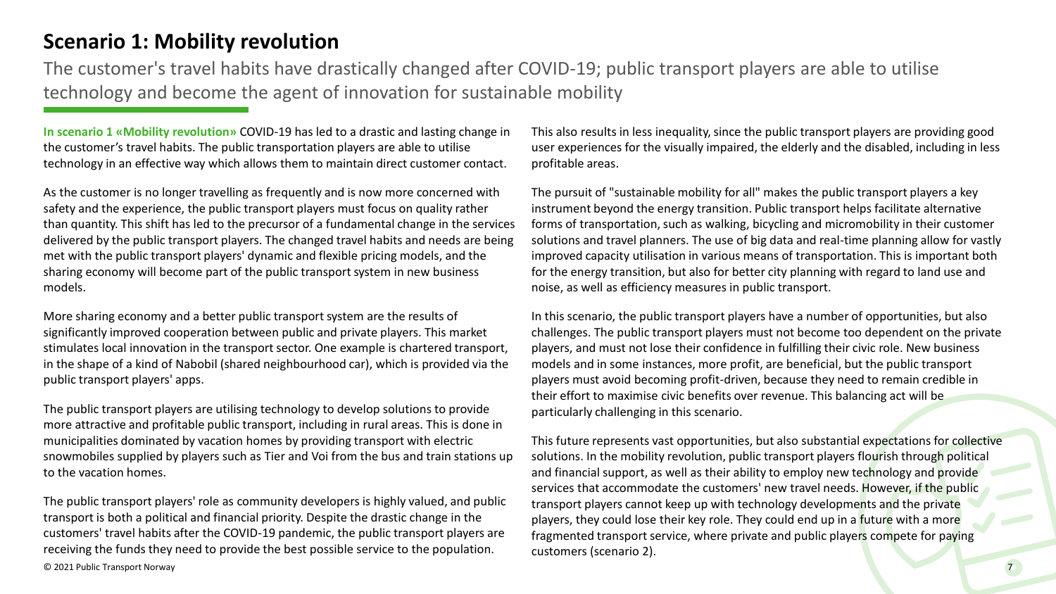# Scenario 1: Mobility revolution

The customer's travel habits have drastically changed after COVID-19; public transport players are able to utilise technology and become the agent of innovation for sustainable mobility

**In scenario 1 «Mobility revolution»** COVID-19 has led to a drastic and lasting change in the customer's travel habits. The public transportation players are able to utilise technology in an effective way which allows them to maintain direct customer contact.

As the customer is no longer travelling as frequently and is now more concerned with safety and the experience, the public transport players must focus on quality rather than quantity. This shift has led to the precursor of a fundamental change in the services delivered by the public transport players. The changed travel habits and needs are being met with the public transport players' dynamic and flexible pricing models, and the sharing economy will become part of the public transport system in new business models.

More sharing economy and a better public transport system are the results of significantly improved cooperation between public and private players. This market stimulates local innovation in the transport sector. One example is chartered transport, in the shape of a kind of Nabobil (shared neighbourhood car), which is provided via the public transport players' apps.

The public transport players are utilising technology to develop solutions to provide more attractive and profitable public transport, including in rural areas. This is done in municipalities dominated by vacation homes by providing transport with electric snowmobiles supplied by players such as Tier and Voi from the bus and train stations up to the vacation homes.

The public transport players' role as community developers is highly valued, and public transport is both a political and financial priority. Despite the drastic change in the customers' travel habits after the COVID-19 pandemic, the public transport players are receiving the funds they need to provide the best possible service to the population.

This also results in less inequality, since the public transport players are providing good user experiences for the visually impaired, the elderly and the disabled, including in less profitable areas.

The pursuit of "sustainable mobility for all" makes the public transport players a key instrument beyond the energy transition. Public transport helps facilitate alternative forms of transportation, such as walking, bicycling and micromobility in their customer solutions and travel planners. The use of big data and real-time planning allow for vastly improved capacity utilisation in various means of transportation. This is important both for the energy transition, but also for better city planning with regard to land use and noise, as well as efficiency measures in public transport.

In this scenario, the public transport players have a number of opportunities, but also challenges. The public transport players must not become too dependent on the private players, and must not lose their confidence in fulfilling their civic role. New business models and in some instances, more profit, are beneficial, but the public transport players must avoid becoming profit-driven, because they need to remain credible in their effort to maximise civic benefits over revenue. This balancing act will be particularly challenging in this scenario.

This future represents vast opportunities, but also substantial expectations for collective solutions. In the mobility revolution, public transport players flourish through political and financial support, as well as their ability to employ new technology and provide services that accommodate the customers' new travel needs. However, if the public transport players cannot keep up with technology developments and the private players, they could lose their key role. They could end up in a future with a more fragmented transport service, where private and public players compete for paying customers (scenario 2).

© 2021 Public Transport Norway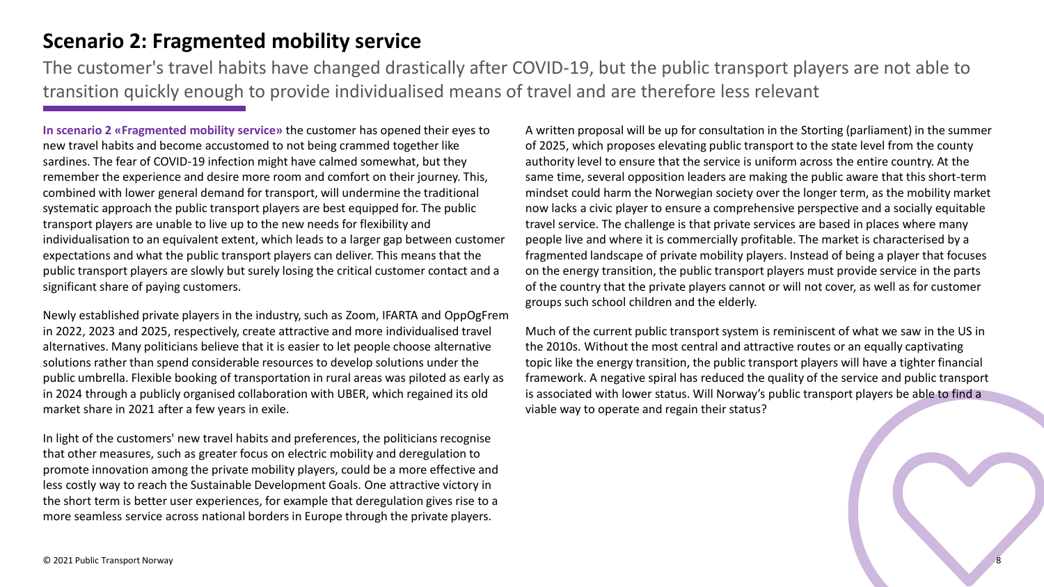# Scenario 2: Fragmented mobility service

The customer's travel habits have changed drastically after COVID-19, but the public transport players are not able to transition quickly enough to provide individualised means of travel and are therefore less relevant

**In scenario 2 «Fragmented mobility service»** the customer has opened their eyes to new travel habits and become accustomed to not being crammed together like sardines. The fear of COVID-19 infection might have calmed somewhat, but they remember the experience and desire more room and comfort on their journey. This, combined with lower general demand for transport, will undermine the traditional systematic approach the public transport players are best equipped for. The public transport players are unable to live up to the new needs for flexibility and individualisation to an equivalent extent, which leads to a larger gap between customer expectations and what the public transport players can deliver. This means that the public transport players are slowly but surely losing the critical customer contact and a significant share of paying customers.

Newly established private players in the industry, such as Zoom, IFARTA and OppOgFrem in 2022, 2023 and 2025, respectively, create attractive and more individualised travel alternatives. Many politicians believe that it is easier to let people choose alternative solutions rather than spend considerable resources to develop solutions under the public umbrella. Flexible booking of transportation in rural areas was piloted as early as in 2024 through a publicly organised collaboration with UBER, which regained its old market share in 2021 after a few years in exile.

In light of the customers' new travel habits and preferences, the politicians recognise that other measures, such as greater focus on electric mobility and deregulation to promote innovation among the private mobility players, could be a more effective and less costly way to reach the Sustainable Development Goals. One attractive victory in the short term is better user experiences, for example that deregulation gives rise to a more seamless service across national borders in Europe through the private players.

A written proposal will be up for consultation in the Storting (parliament) in the summer of 2025, which proposes elevating public transport to the state level from the county authority level to ensure that the service is uniform across the entire country. At the same time, several opposition leaders are making the public aware that this short-term mindset could harm the Norwegian society over the longer term, as the mobility market now lacks a civic player to ensure a comprehensive perspective and a socially equitable travel service. The challenge is that private services are based in places where many people live and where it is commercially profitable. The market is characterised by a fragmented landscape of private mobility players. Instead of being a player that focuses on the energy transition, the public transport players must provide service in the parts of the country that the private players cannot or will not cover, as well as for customer groups such school children and the elderly.

Much of the current public transport system is reminiscent of what we saw in the US in the 2010s. Without the most central and attractive routes or an equally captivating topic like the energy transition, the public transport players will have a tighter financial framework. A negative spiral has reduced the quality of the service and public transport is associated with lower status. Will Norway's public transport players be able to find a viable way to operate and regain their status?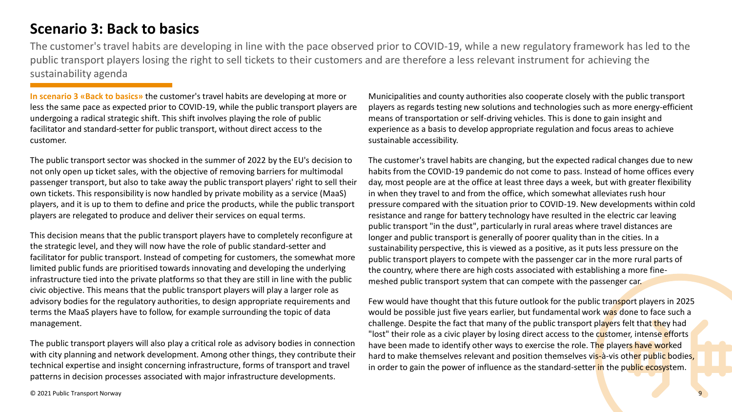# Scenario 3: Back to basics

The customer's travel habits are developing in line with the pace observed prior to COVID-19, while a new regulatory framework has led to the public transport players losing the right to sell tickets to their customers and are therefore a less relevant instrument for achieving the sustainability agenda

**In scenario 3 «Back to basics»** the customer's travel habits are developing at more or less the same pace as expected prior to COVID-19, while the public transport players are undergoing a radical strategic shift. This shift involves playing the role of public facilitator and standard-setter for public transport, without direct access to the customer.

The public transport sector was shocked in the summer of 2022 by the EU's decision to not only open up ticket sales, with the objective of removing barriers for multimodal passenger transport, but also to take away the public transport players' right to sell their own tickets. This responsibility is now handled by private mobility as a service (MaaS) players, and it is up to them to define and price the products, while the public transport players are relegated to produce and deliver their services on equal terms.

This decision means that the public transport players have to completely reconfigure at the strategic level, and they will now have the role of public standard-setter and facilitator for public transport. Instead of competing for customers, the somewhat more limited public funds are prioritised towards innovating and developing the underlying infrastructure tied into the private platforms so that they are still in line with the public civic objective. This means that the public transport players will play a larger role as advisory bodies for the regulatory authorities, to design appropriate requirements and terms the MaaS players have to follow, for example surrounding the topic of data management.

The public transport players will also play a critical role as advisory bodies in connection with city planning and network development. Among other things, they contribute their technical expertise and insight concerning infrastructure, forms of transport and travel patterns in decision processes associated with major infrastructure developments.

Municipalities and county authorities also cooperate closely with the public transport players as regards testing new solutions and technologies such as more energy-efficient means of transportation or self-driving vehicles. This is done to gain insight and experience as a basis to develop appropriate regulation and focus areas to achieve sustainable accessibility.

The customer's travel habits are changing, but the expected radical changes due to new habits from the COVID-19 pandemic do not come to pass. Instead of home offices every day, most people are at the office at least three days a week, but with greater flexibility in when they travel to and from the office, which somewhat alleviates rush hour pressure compared with the situation prior to COVID-19. New developments within cold resistance and range for battery technology have resulted in the electric car leaving public transport "in the dust", particularly in rural areas where travel distances are longer and public transport is generally of poorer quality than in the cities. In a sustainability perspective, this is viewed as a positive, as it puts less pressure on the public transport players to compete with the passenger car in the more rural parts of the country, where there are high costs associated with establishing a more fine-meshed public transport system that can compete with the passenger car.

Few would have thought that this future outlook for the public transport players in 2025 would be possible just five years earlier, but fundamental work was done to face such a challenge. Despite the fact that many of the public transport players felt that they had "lost" their role as a civic player by losing direct access to the customer, intense efforts have been made to identify other ways to exercise the role. The players have worked hard to make themselves relevant and position themselves vis-à-vis other public bodies, in order to gain the power of influence as the standard-setter in the public ecosystem.

© 2021 Public Transport Norway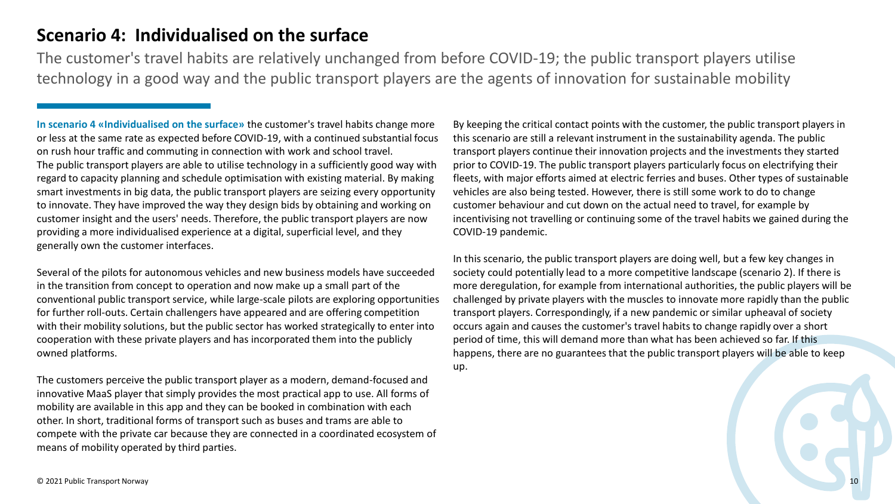# Scenario 4: Individualised on the surface

The customer's travel habits are relatively unchanged from before COVID-19; the public transport players utilise technology in a good way and the public transport players are the agents of innovation for sustainable mobility

**In scenario 4 «Individualised on the surface»** the customer's travel habits change more or less at the same rate as expected before COVID-19, with a continued substantial focus on rush hour traffic and commuting in connection with work and school travel. The public transport players are able to utilise technology in a sufficiently good way with regard to capacity planning and schedule optimisation with existing material. By making smart investments in big data, the public transport players are seizing every opportunity to innovate. They have improved the way they design bids by obtaining and working on customer insight and the users' needs. Therefore, the public transport players are now providing a more individualised experience at a digital, superficial level, and they generally own the customer interfaces.

Several of the pilots for autonomous vehicles and new business models have succeeded in the transition from concept to operation and now make up a small part of the conventional public transport service, while large-scale pilots are exploring opportunities for further roll-outs. Certain challengers have appeared and are offering competition with their mobility solutions, but the public sector has worked strategically to enter into cooperation with these private players and has incorporated them into the publicly owned platforms.

The customers perceive the public transport player as a modern, demand-focused and innovative MaaS player that simply provides the most practical app to use. All forms of mobility are available in this app and they can be booked in combination with each other. In short, traditional forms of transport such as buses and trams are able to compete with the private car because they are connected in a coordinated ecosystem of means of mobility operated by third parties.

By keeping the critical contact points with the customer, the public transport players in this scenario are still a relevant instrument in the sustainability agenda. The public transport players continue their innovation projects and the investments they started prior to COVID-19. The public transport players particularly focus on electrifying their fleets, with major efforts aimed at electric ferries and buses. Other types of sustainable vehicles are also being tested. However, there is still some work to do to change customer behaviour and cut down on the actual need to travel, for example by incentivising not travelling or continuing some of the travel habits we gained during the COVID-19 pandemic.

In this scenario, the public transport players are doing well, but a few key changes in society could potentially lead to a more competitive landscape (scenario 2). If there is more deregulation, for example from international authorities, the public players will be challenged by private players with the muscles to innovate more rapidly than the public transport players. Correspondingly, if a new pandemic or similar upheaval of society occurs again and causes the customer's travel habits to change rapidly over a short period of time, this will demand more than what has been achieved so far. If this happens, there are no guarantees that the public transport players will be able to keep up.

© 2021 Public Transport Norway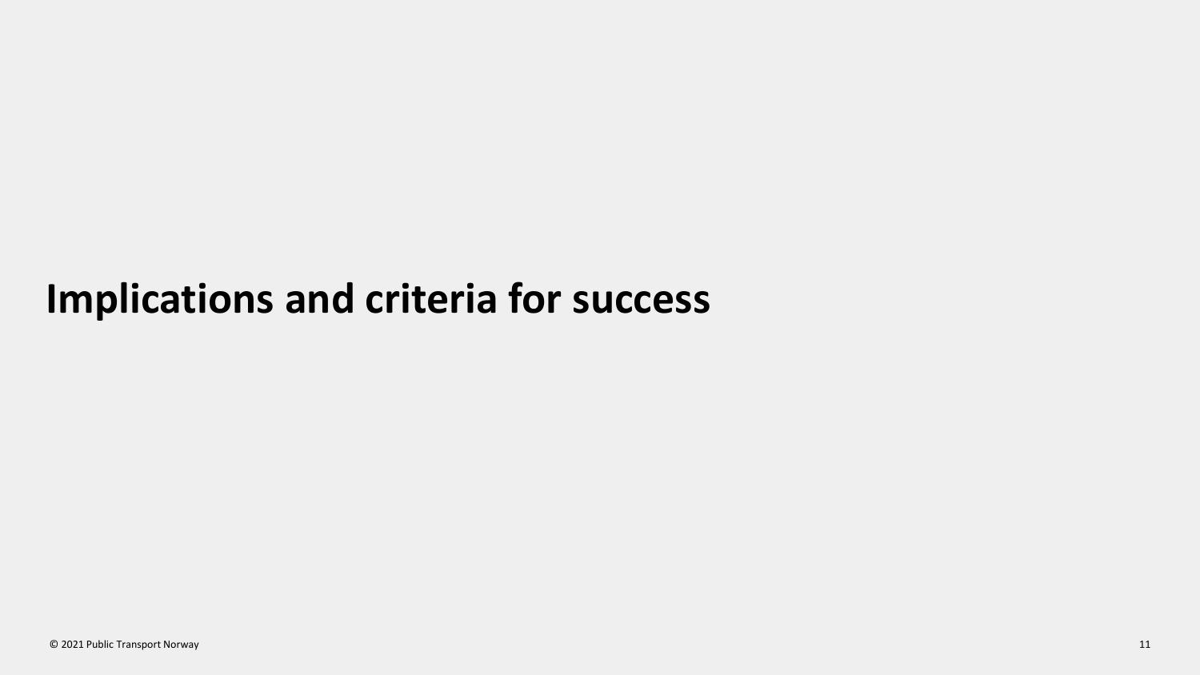# Implications and criteria for success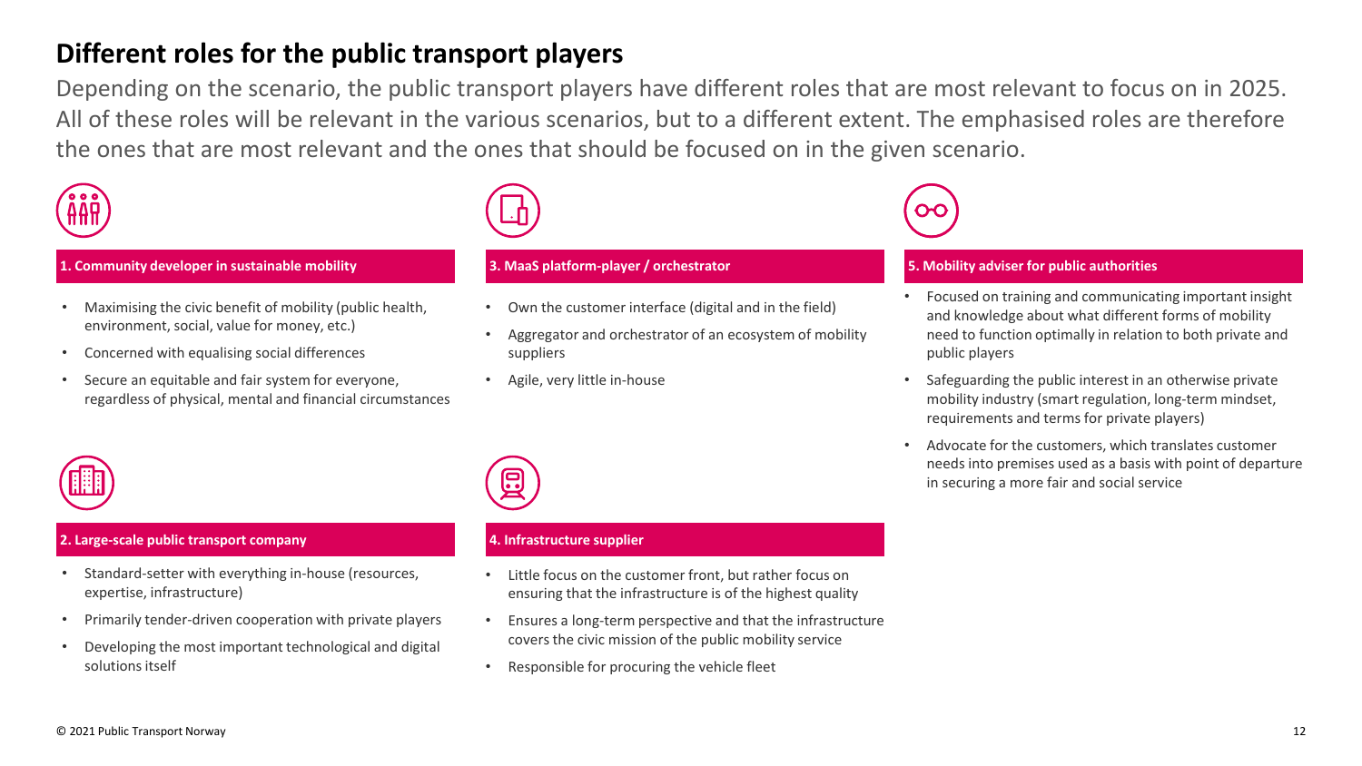# Different roles for the public transport players

Depending on the scenario, the public transport players have different roles that are most relevant to focus on in 2025. All of these roles will be relevant in the various scenarios, but to a different extent. The emphasised roles are therefore the ones that are most relevant and the ones that should be focused on in the given scenario.

### 1. Community developer in sustainable mobility

- Maximising the civic benefit of mobility (public health, environment, social, value for money, etc.)
- Concerned with equalising social differences
- Secure an equitable and fair system for everyone, regardless of physical, mental and financial circumstances

### 2. Large-scale public transport company

- Standard-setter with everything in-house (resources, expertise, infrastructure)
- Primarily tender-driven cooperation with private players
- Developing the most important technological and digital solutions itself

### 3. MaaS platform-player / orchestrator

- Own the customer interface (digital and in the field)
- Aggregator and orchestrator of an ecosystem of mobility suppliers
- Agile, very little in-house

### 4. Infrastructure supplier

- Little focus on the customer front, but rather focus on ensuring that the infrastructure is of the highest quality
- Ensures a long-term perspective and that the infrastructure covers the civic mission of the public mobility service
- Responsible for procuring the vehicle fleet

### 5. Mobility adviser for public authorities

- Focused on training and communicating important insight and knowledge about what different forms of mobility need to function optimally in relation to both private and public players
- Safeguarding the public interest in an otherwise private mobility industry (smart regulation, long-term mindset, requirements and terms for private players)
- Advocate for the customers, which translates customer needs into premises used as a basis with point of departure in securing a more fair and social service

© 2021 Public Transport Norway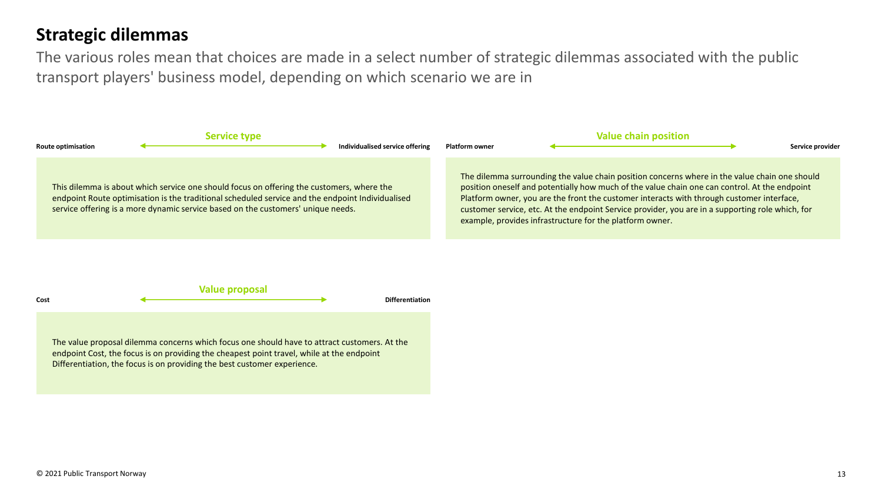# Strategic dilemmas

The various roles mean that choices are made in a select number of strategic dilemmas associated with the public transport players' business model, depending on which scenario we are in

### Service type

**Route optimisation** ⟷ **Individualised service offering**

This dilemma is about which service one should focus on offering the customers, where the endpoint Route optimisation is the traditional scheduled service and the endpoint Individualised service offering is a more dynamic service based on the customers' unique needs.

### Value chain position

**Platform owner** ⟷ **Service provider**

The dilemma surrounding the value chain position concerns where in the value chain one should position oneself and potentially how much of the value chain one can control. At the endpoint Platform owner, you are the front the customer interacts with through customer interface, customer service, etc. At the endpoint Service provider, you are in a supporting role which, for example, provides infrastructure for the platform owner.

### Value proposal

**Cost** ⟷ **Differentiation**

The value proposal dilemma concerns which focus one should have to attract customers. At the endpoint Cost, the focus is on providing the cheapest point travel, while at the endpoint Differentiation, the focus is on providing the best customer experience.

© 2021 Public Transport Norway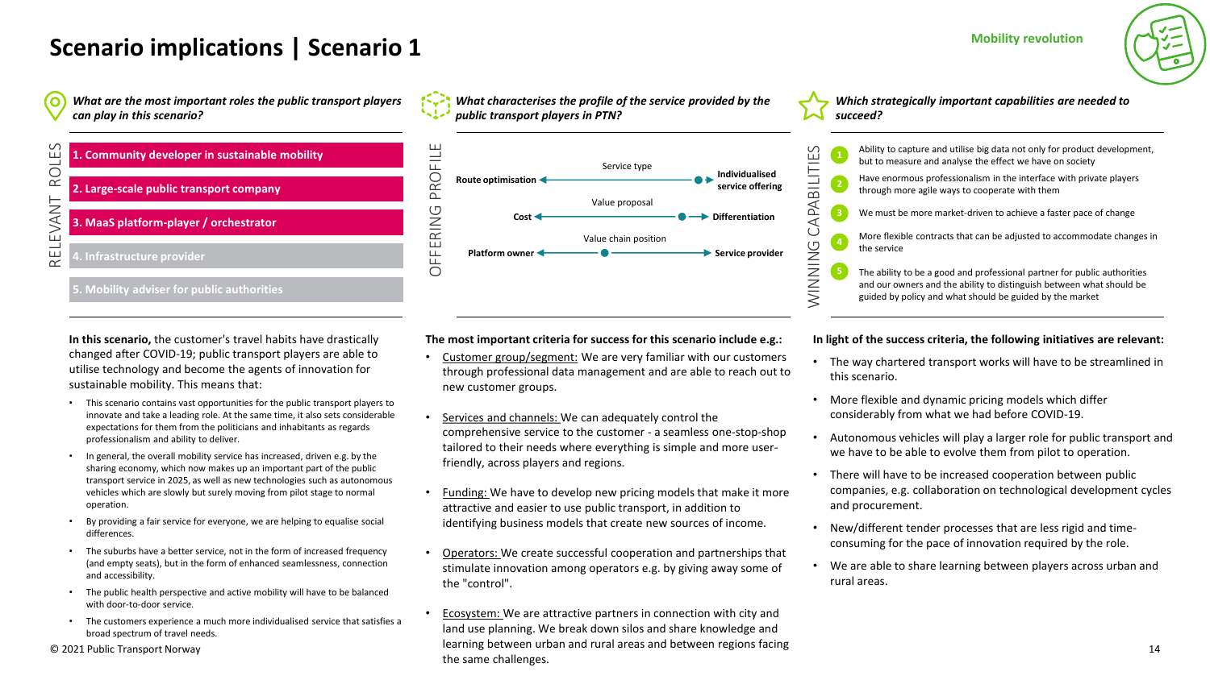# Scenario implications | Scenario 1

**Mobility revolution**

### *What are the most important roles the public transport players can play in this scenario?*

RELEVANT ROLES

1. **Community developer in sustainable mobility**
2. **Large-scale public transport company**
3. **MaaS platform-player / orchestrator**
4. Infrastructure provider
5. Mobility adviser for public authorities

**In this scenario,** the customer's travel habits have drastically changed after COVID-19; public transport players are able to utilise technology and become the agents of innovation for sustainable mobility. This means that:

- This scenario contains vast opportunities for the public transport players to innovate and take a leading role. At the same time, it also sets considerable expectations for them from the politicians and inhabitants as regards professionalism and ability to deliver.
- In general, the overall mobility service has increased, driven e.g. by the sharing economy, which now makes up an important part of the public transport service in 2025, as well as new technologies such as autonomous vehicles which are slowly but surely moving from pilot stage to normal operation.
- By providing a fair service for everyone, we are helping to equalise social differences.
- The suburbs have a better service, not in the form of increased frequency (and empty seats), but in the form of enhanced seamlessness, connection and accessibility.
- The public health perspective and active mobility will have to be balanced with door-to-door service.
- The customers experience a much more individualised service that satisfies a broad spectrum of travel needs.

### *What characterises the profile of the service provided by the public transport players in PTN?*

OFFERING PROFILE

| | Dimension | | Position |
|---|---|---|---|
| **Route optimisation** | Service type | **Individualised service offering** | Far toward Individualised service offering |
| **Cost** | Value proposal | **Differentiation** | Toward Differentiation |
| **Platform owner** | Value chain position | **Service provider** | Middle, slightly toward Platform owner |

**The most important criteria for success for this scenario include e.g.:**

- Customer group/segment: We are very familiar with our customers through professional data management and are able to reach out to new customer groups.
- Services and channels: We can adequately control the comprehensive service to the customer - a seamless one-stop-shop tailored to their needs where everything is simple and more user-friendly, across players and regions.
- Funding: We have to develop new pricing models that make it more attractive and easier to use public transport, in addition to identifying business models that create new sources of income.
- Operators: We create successful cooperation and partnerships that stimulate innovation among operators e.g. by giving away some of the "control".
- Ecosystem: We are attractive partners in connection with city and land use planning. We break down silos and share knowledge and learning between urban and rural areas and between regions facing the same challenges.

### *Which strategically important capabilities are needed to succeed?*

WINNING CAPABILITIES

1. Ability to capture and utilise big data not only for product development, but to measure and analyse the effect we have on society
2. Have enormous professionalism in the interface with private players through more agile ways to cooperate with them
3. We must be more market-driven to achieve a faster pace of change
4. More flexible contracts that can be adjusted to accommodate changes in the service
5. The ability to be a good and professional partner for public authorities and our owners and the ability to distinguish between what should be guided by policy and what should be guided by the market

**In light of the success criteria, the following initiatives are relevant:**

- The way chartered transport works will have to be streamlined in this scenario.
- More flexible and dynamic pricing models which differ considerably from what we had before COVID-19.
- Autonomous vehicles will play a larger role for public transport and we have to be able to evolve them from pilot to operation.
- There will have to be increased cooperation between public companies, e.g. collaboration on technological development cycles and procurement.
- New/different tender processes that are less rigid and time-consuming for the pace of innovation required by the role.
- We are able to share learning between players across urban and rural areas.

© 2021 Public Transport Norway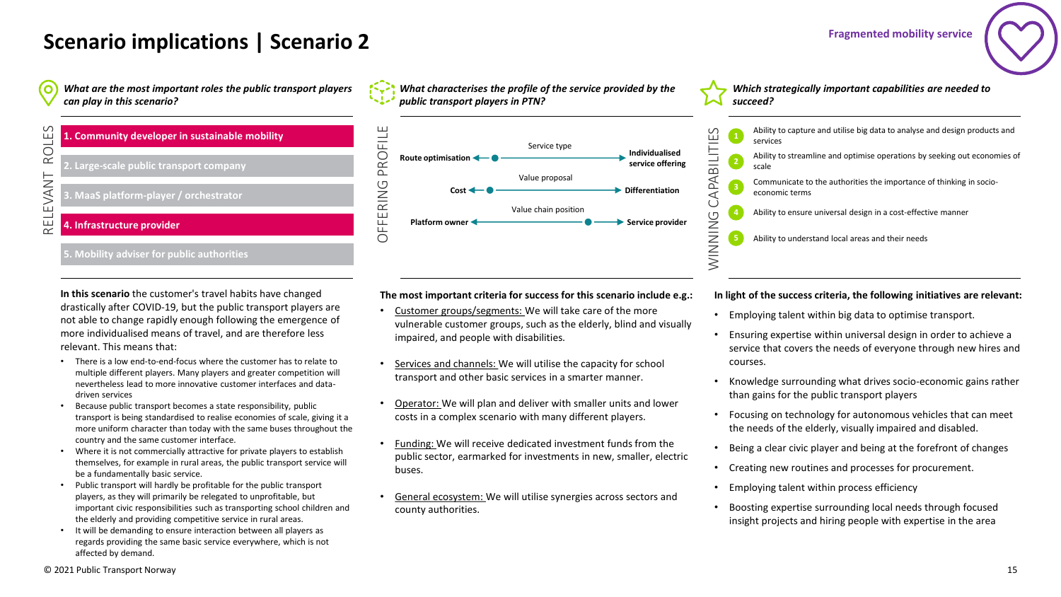# Scenario implications | Scenario 2

**Fragmented mobility service**

## Relevant roles

*What are the most important roles the public transport players can play in this scenario?*

- **1. Community developer in sustainable mobility** (highlighted)
- 2. Large-scale public transport company
- 3. MaaS platform-player / orchestrator
- **4. Infrastructure provider** (highlighted)
- 5. Mobility adviser for public authorities

**In this scenario** the customer's travel habits have changed drastically after COVID-19, but the public transport players are not able to change rapidly enough following the emergence of more individualised means of travel, and are therefore less relevant. This means that:

- There is a low end-to-end-focus where the customer has to relate to multiple different players. Many players and greater competition will nevertheless lead to more innovative customer interfaces and data-driven services
- Because public transport becomes a state responsibility, public transport is being standardised to realise economies of scale, giving it a more uniform character than today with the same buses throughout the country and the same customer interface.
- Where it is not commercially attractive for private players to establish themselves, for example in rural areas, the public transport service will be a fundamentally basic service.
- Public transport will hardly be profitable for the public transport players, as they will primarily be relegated to unprofitable, but important civic responsibilities such as transporting school children and the elderly and providing competitive service in rural areas.
- It will be demanding to ensure interaction between all players as regards providing the same basic service everywhere, which is not affected by demand.

## Offering profile

*What characterises the profile of the service provided by the public transport players in PTN?*

| | Dimension | |
|---|---|---|
| Route optimisation | Service type (position: near route optimisation) | Individualised service offering |
| Cost | Value proposal (position: near cost) | Differentiation |
| Platform owner | Value chain position (position: near service provider) | Service provider |

**The most important criteria for success for this scenario include e.g.:**

- Customer groups/segments: We will take care of the more vulnerable customer groups, such as the elderly, blind and visually impaired, and people with disabilities.
- Services and channels: We will utilise the capacity for school transport and other basic services in a smarter manner.
- Operator: We will plan and deliver with smaller units and lower costs in a complex scenario with many different players.
- Funding: We will receive dedicated investment funds from the public sector, earmarked for investments in new, smaller, electric buses.
- General ecosystem: We will utilise synergies across sectors and county authorities.

## Winning capabilities

*Which strategically important capabilities are needed to succeed?*

1. Ability to capture and utilise big data to analyse and design products and services
2. Ability to streamline and optimise operations by seeking out economies of scale
3. Communicate to the authorities the importance of thinking in socio-economic terms
4. Ability to ensure universal design in a cost-effective manner
5. Ability to understand local areas and their needs

**In light of the success criteria, the following initiatives are relevant:**

- Employing talent within big data to optimise transport.
- Ensuring expertise within universal design in order to achieve a service that covers the needs of everyone through new hires and courses.
- Knowledge surrounding what drives socio-economic gains rather than gains for the public transport players
- Focusing on technology for autonomous vehicles that can meet the needs of the elderly, visually impaired and disabled.
- Being a clear civic player and being at the forefront of changes
- Creating new routines and processes for procurement.
- Employing talent within process efficiency
- Boosting expertise surrounding local needs through focused insight projects and hiring people with expertise in the area

© 2021 Public Transport Norway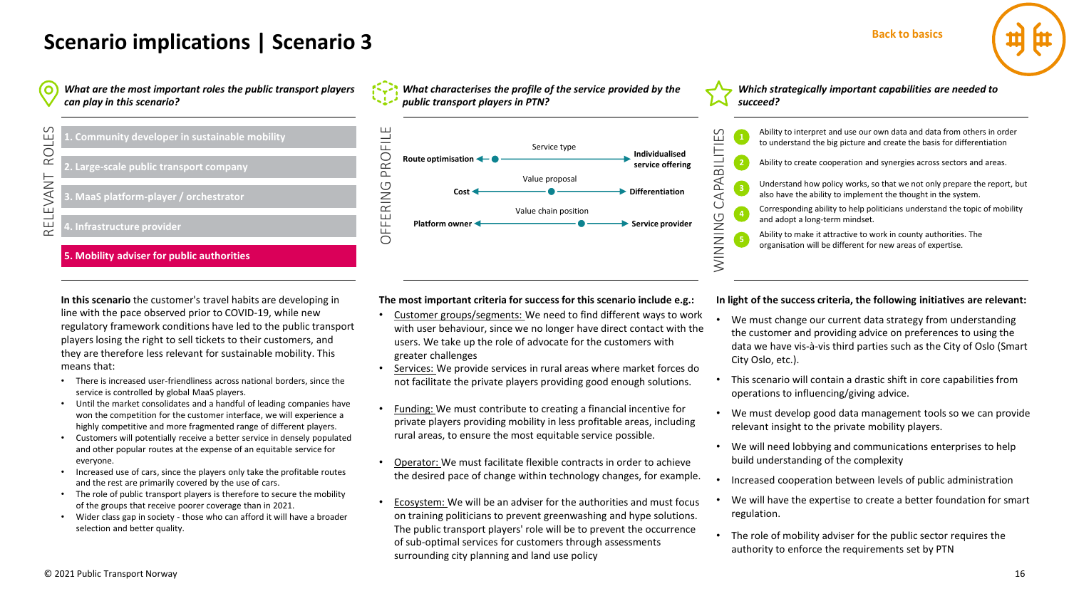# Scenario implications | Scenario 3

Back to basics

*What are the most important roles the public transport players can play in this scenario?*

RELEVANT ROLES

1. Community developer in sustainable mobility
2. Large-scale public transport company
3. MaaS platform-player / orchestrator
4. Infrastructure provider
5. **Mobility adviser for public authorities**

**In this scenario** the customer's travel habits are developing in line with the pace observed prior to COVID-19, while new regulatory framework conditions have led to the public transport players losing the right to sell tickets to their customers, and they are therefore less relevant for sustainable mobility. This means that:

- There is increased user-friendliness across national borders, since the service is controlled by global MaaS players.
- Until the market consolidates and a handful of leading companies have won the competition for the customer interface, we will experience a highly competitive and more fragmented range of different players.
- Customers will potentially receive a better service in densely populated and other popular routes at the expense of an equitable service for everyone.
- Increased use of cars, since the players only take the profitable routes and the rest are primarily covered by the use of cars.
- The role of public transport players is therefore to secure the mobility of the groups that receive poorer coverage than in 2021.
- Wider class gap in society - those who can afford it will have a broader selection and better quality.

*What characterises the profile of the service provided by the public transport players in PTN?*

OFFERING PROFILE

| | | |
|---|---|---|
| **Route optimisation** | Service type | **Individualised service offering** |
| **Cost** | Value proposal | **Differentiation** |
| **Platform owner** | Value chain position | **Service provider** |

**The most important criteria for success for this scenario include e.g.:**

- Customer groups/segments: We need to find different ways to work with user behaviour, since we no longer have direct contact with the users. We take up the role of advocate for the customers with greater challenges
- Services: We provide services in rural areas where market forces do not facilitate the private players providing good enough solutions.
- Funding: We must contribute to creating a financial incentive for private players providing mobility in less profitable areas, including rural areas, to ensure the most equitable service possible.
- Operator: We must facilitate flexible contracts in order to achieve the desired pace of change within technology changes, for example.
- Ecosystem: We will be an adviser for the authorities and must focus on training politicians to prevent greenwashing and hype solutions. The public transport players' role will be to prevent the occurrence of sub-optimal services for customers through assessments surrounding city planning and land use policy

*Which strategically important capabilities are needed to succeed?*

WINNING CAPABILITIES

1. Ability to interpret and use our own data and data from others in order to understand the big picture and create the basis for differentiation
2. Ability to create cooperation and synergies across sectors and areas.
3. Understand how policy works, so that we not only prepare the report, but also have the ability to implement the thought in the system.
4. Corresponding ability to help politicians understand the topic of mobility and adopt a long-term mindset.
5. Ability to make it attractive to work in county authorities. The organisation will be different for new areas of expertise.

**In light of the success criteria, the following initiatives are relevant:**

- We must change our current data strategy from understanding the customer and providing advice on preferences to using the data we have vis-à-vis third parties such as the City of Oslo (Smart City Oslo, etc.).
- This scenario will contain a drastic shift in core capabilities from operations to influencing/giving advice.
- We must develop good data management tools so we can provide relevant insight to the private mobility players.
- We will need lobbying and communications enterprises to help build understanding of the complexity
- Increased cooperation between levels of public administration
- We will have the expertise to create a better foundation for smart regulation.
- The role of mobility adviser for the public sector requires the authority to enforce the requirements set by PTN

© 2021 Public Transport Norway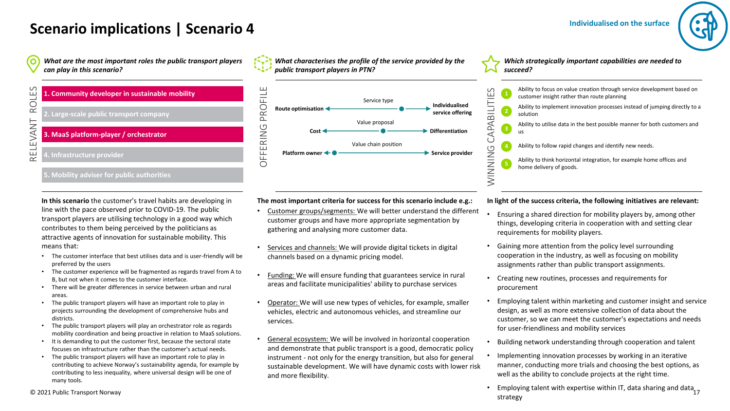# Scenario implications | Scenario 4

**Individualised on the surface**

## RELEVANT ROLES

*What are the most important roles the public transport players can play in this scenario?*

1. **Community developer in sustainable mobility**
2. Large-scale public transport company
3. **MaaS platform-player / orchestrator**
4. Infrastructure provider
5. Mobility adviser for public authorities

**In this scenario** the customer's travel habits are developing in line with the pace observed prior to COVID-19. The public transport players are utilising technology in a good way which contributes to them being perceived by the politicians as attractive agents of innovation for sustainable mobility. This means that:

- The customer interface that best utilises data and is user-friendly will be preferred by the users
- The customer experience will be fragmented as regards travel from A to B, but not when it comes to the customer interface.
- There will be greater differences in service between urban and rural areas.
- The public transport players will have an important role to play in projects surrounding the development of comprehensive hubs and districts.
- The public transport players will play an orchestrator role as regards mobility coordination and being proactive in relation to MaaS solutions.
- It is demanding to put the customer first, because the sectoral state focuses on infrastructure rather than the customer's actual needs.
- The public transport players will have an important role to play in contributing to achieve Norway's sustainability agenda, for example by contributing to less inequality, where universal design will be one of many tools.

## OFFERING PROFILE

*What characterises the profile of the service provided by the public transport players in PTN?*

| | Dimension | | Position |
|---|---|---|---|
| Route optimisation | Service type | Individualised service offering | Towards individualised service offering |
| Cost | Value proposal | Differentiation | Middle |
| Platform owner | Value chain position | Service provider | Platform owner |

**The most important criteria for success for this scenario include e.g.:**

- Customer groups/segments: We will better understand the different customer groups and have more appropriate segmentation by gathering and analysing more customer data.
- Services and channels: We will provide digital tickets in digital channels based on a dynamic pricing model.
- Funding: We will ensure funding that guarantees service in rural areas and facilitate municipalities' ability to purchase services
- Operator: We will use new types of vehicles, for example, smaller vehicles, electric and autonomous vehicles, and streamline our services.
- General ecosystem: We will be involved in horizontal cooperation and demonstrate that public transport is a good, democratic policy instrument - not only for the energy transition, but also for general sustainable development. We will have dynamic costs with lower risk and more flexibility.

## WINNING CAPABILITIES

*Which strategically important capabilities are needed to succeed?*

1. Ability to focus on value creation through service development based on customer insight rather than route planning
2. Ability to implement innovation processes instead of jumping directly to a solution
3. Ability to utilise data in the best possible manner for both customers and us
4. Ability to follow rapid changes and identify new needs.
5. Ability to think horizontal integration, for example home offices and home delivery of goods.

**In light of the success criteria, the following initiatives are relevant:**

- Ensuring a shared direction for mobility players by, among other things, developing criteria in cooperation with and setting clear requirements for mobility players.
- Gaining more attention from the policy level surrounding cooperation in the industry, as well as focusing on mobility assignments rather than public transport assignments.
- Creating new routines, processes and requirements for procurement
- Employing talent within marketing and customer insight and service design, as well as more extensive collection of data about the customer, so we can meet the customer's expectations and needs for user-friendliness and mobility services
- Building network understanding through cooperation and talent
- Implementing innovation processes by working in an iterative manner, conducting more trials and choosing the best options, as well as the ability to conclude projects at the right time.
- Employing talent with expertise within IT, data sharing and data strategy

© 2021 Public Transport Norway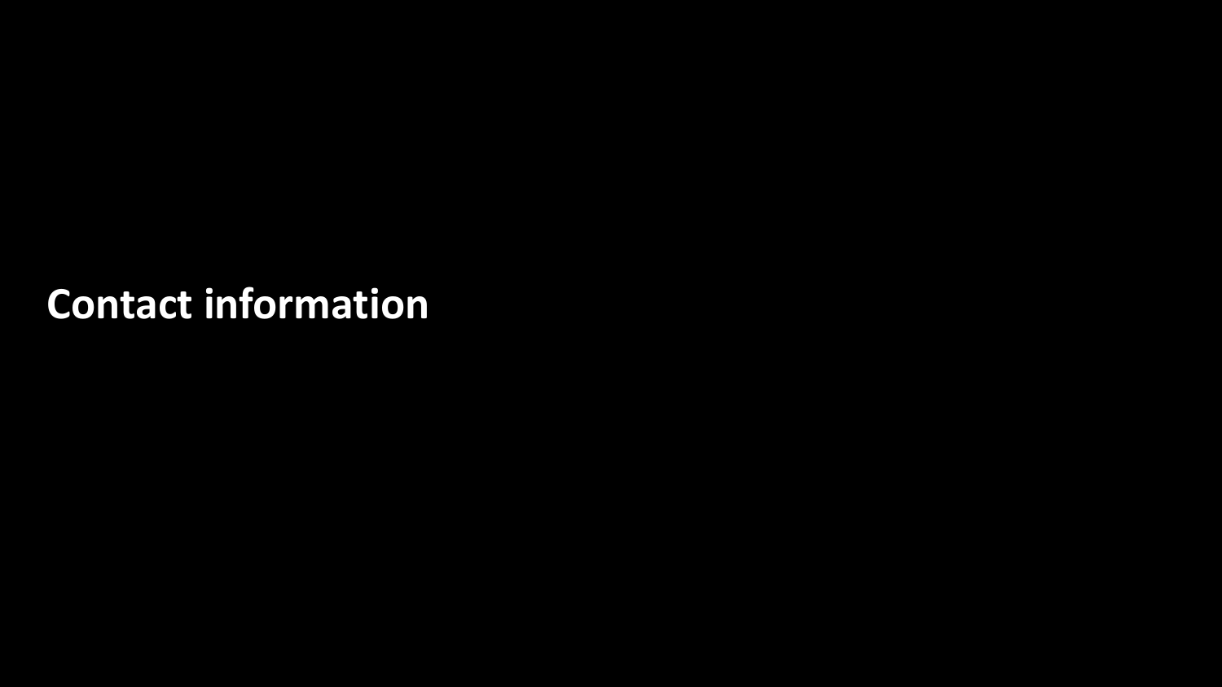# Contact information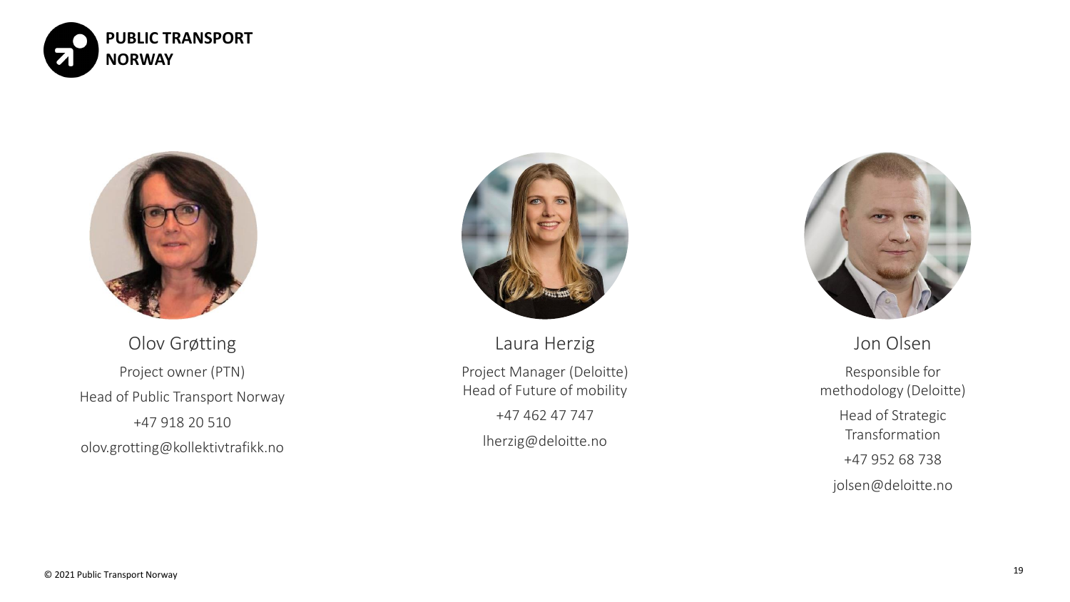**PUBLIC TRANSPORT NORWAY**

Olov Grøtting

Project owner (PTN)

Head of Public Transport Norway

+47 918 20 510

olov.grotting@kollektivtrafikk.no

Laura Herzig

Project Manager (Deloitte)
Head of Future of mobility

+47 462 47 747

lherzig@deloitte.no

Jon Olsen

Responsible for methodology (Deloitte)

Head of Strategic Transformation

+47 952 68 738

jolsen@deloitte.no

© 2021 Public Transport Norway